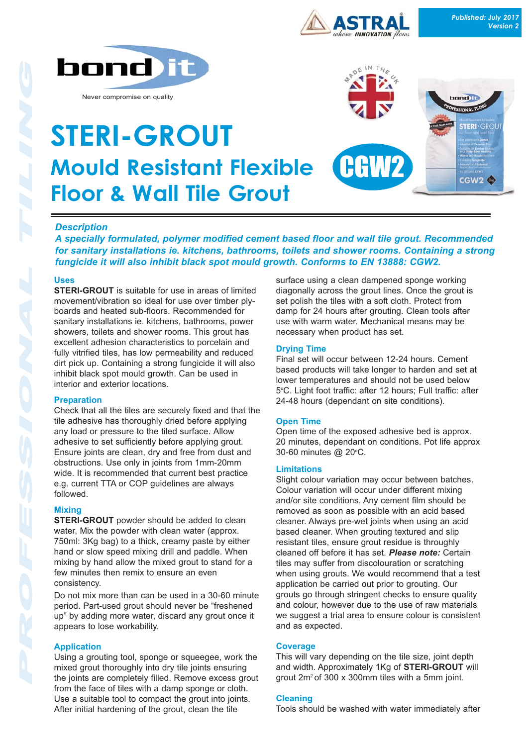Published: July 2017
Version 2

Never compromise on quality

# STERI-GROUT

## Mould Resistant Flexible Floor & Wall Tile Grout

CGW2

### Description

***A specially formulated, polymer modified cement based floor and wall tile grout. Recommended for sanitary installations ie. kitchens, bathrooms, toilets and shower rooms. Containing a strong fungicide it will also inhibit black spot mould growth. Conforms to EN 13888: CGW2.***

### Uses

**STERI-GROUT** is suitable for use in areas of limited movement/vibration so ideal for use over timber ply-boards and heated sub-floors. Recommended for sanitary installations ie. kitchens, bathrooms, power showers, toilets and shower rooms. This grout has excellent adhesion characteristics to porcelain and fully vitrified tiles, has low permeability and reduced dirt pick up. Containing a strong fungicide it will also inhibit black spot mould growth. Can be used in interior and exterior locations.

### Preparation

Check that all the tiles are securely fixed and that the tile adhesive has thoroughly dried before applying any load or pressure to the tiled surface. Allow adhesive to set sufficiently before applying grout. Ensure joints are clean, dry and free from dust and obstructions. Use only in joints from 1mm-20mm wide. It is recommended that current best practice e.g. current TTA or COP guidelines are always followed.

### Mixing

**STERI-GROUT** powder should be added to clean water, Mix the powder with clean water (approx. 750ml: 3Kg bag) to a thick, creamy paste by either hand or slow speed mixing drill and paddle. When mixing by hand allow the mixed grout to stand for a few minutes then remix to ensure an even consistency.

Do not mix more than can be used in a 30-60 minute period. Part-used grout should never be "freshened up" by adding more water, discard any grout once it appears to lose workability.

### Application

Using a grouting tool, sponge or squeegee, work the mixed grout thoroughly into dry tile joints ensuring the joints are completely filled. Remove excess grout from the face of tiles with a damp sponge or cloth. Use a suitable tool to compact the grout into joints. After initial hardening of the grout, clean the tile surface using a clean dampened sponge working diagonally across the grout lines. Once the grout is set polish the tiles with a soft cloth. Protect from damp for 24 hours after grouting. Clean tools after use with warm water. Mechanical means may be necessary when product has set.

### Drying Time

Final set will occur between 12-24 hours. Cement based products will take longer to harden and set at lower temperatures and should not be used below 5°C. Light foot traffic: after 12 hours; Full traffic: after 24-48 hours (dependant on site conditions).

### Open Time

Open time of the exposed adhesive bed is approx. 20 minutes, dependant on conditions. Pot life approx 30-60 minutes @ 20°C.

### Limitations

Slight colour variation may occur between batches. Colour variation will occur under different mixing and/or site conditions. Any cement film should be removed as soon as possible with an acid based cleaner. Always pre-wet joints when using an acid based cleaner. When grouting textured and slip resistant tiles, ensure grout residue is throughly cleaned off before it has set. ***Please note:*** Certain tiles may suffer from discolouration or scratching when using grouts. We would recommend that a test application be carried out prior to grouting. Our grouts go through stringent checks to ensure quality and colour, however due to the use of raw materials we suggest a trial area to ensure colour is consistent and as expected.

### Coverage

This will vary depending on the tile size, joint depth and width. Approximately 1Kg of **STERI-GROUT** will grout 2m² of 300 x 300mm tiles with a 5mm joint.

### Cleaning

Tools should be washed with water immediately after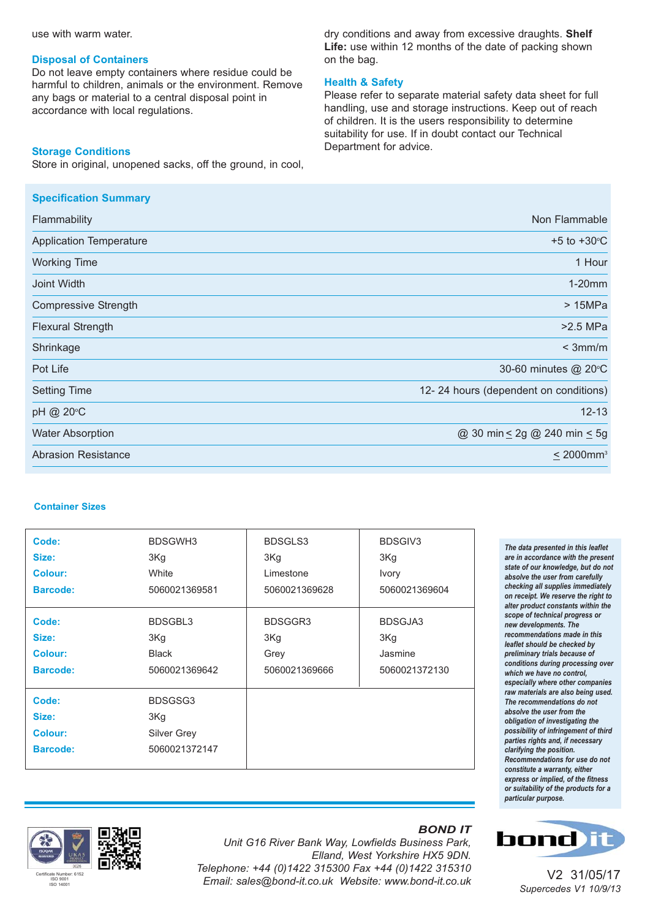use with warm water.

### Disposal of Containers

Do not leave empty containers where residue could be harmful to children, animals or the environment. Remove any bags or material to a central disposal point in accordance with local regulations.

### Storage Conditions

Store in original, unopened sacks, off the ground, in cool, dry conditions and away from excessive draughts. **Shelf Life:** use within 12 months of the date of packing shown on the bag.

### Health & Safety

Please refer to separate material safety data sheet for full handling, use and storage instructions. Keep out of reach of children. It is the users responsibility to determine suitability for use. If in doubt contact our Technical Department for advice.

### Specification Summary

| | |
|---|---|
| Flammability | Non Flammable |
| Application Temperature | +5 to +30°C |
| Working Time | 1 Hour |
| Joint Width | 1-20mm |
| Compressive Strength | > 15MPa |
| Flexural Strength | >2.5 MPa |
| Shrinkage | < 3mm/m |
| Pot Life | 30-60 minutes @ 20°C |
| Setting Time | 12- 24 hours (dependent on conditions) |
| pH @ 20°C | 12-13 |
| Water Absorption | @ 30 min ≤ 2g @ 240 min ≤ 5g |
| Abrasion Resistance | ≤ 2000mm$^3$ |

### Container Sizes

| | | | |
|---|---|---|---|
| **Code:** | BDSGWH3 | BDSGLS3 | BDSGIV3 |
| **Size:** | 3Kg | 3Kg | 3Kg |
| **Colour:** | White | Limestone | Ivory |
| **Barcode:** | 5060021369581 | 5060021369628 | 5060021369604 |
| **Code:** | BDSGBL3 | BDSGGR3 | BDSGJA3 |
| **Size:** | 3Kg | 3Kg | 3Kg |
| **Colour:** | Black | Grey | Jasmine |
| **Barcode:** | 5060021369642 | 5060021369666 | 5060021372130 |
| **Code:** | BDSGSG3 | | |
| **Size:** | 3Kg | | |
| **Colour:** | Silver Grey | | |
| **Barcode:** | 5060021372147 | | |

***The data presented in this leaflet are in accordance with the present state of our knowledge, but do not absolve the user from carefully checking all supplies immediately on receipt. We reserve the right to alter product constants within the scope of technical progress or new developments. The recommendations made in this leaflet should be checked by preliminary trials because of conditions during processing over which we have no control, especially where other companies raw materials are also being used. The recommendations do not absolve the user from the obligation of investigating the possibility of infringement of third parties rights and, if necessary clarifying the position. Recommendations for use do not constitute a warranty, either express or implied, of the fitness or suitability of the products for a particular purpose.***

Certificate Number: 6152
ISO 9001
ISO 14001

***BOND IT***
*Unit G16 River Bank Way, Lowfields Business Park,*
*Elland, West Yorkshire HX5 9DN.*
*Telephone: +44 (0)1422 315300 Fax +44 (0)1422 315310*
*Email: sales@bond-it.co.uk Website: www.bond-it.co.uk*

bond it

V2 31/05/17
*Supercedes V1 10/9/13*